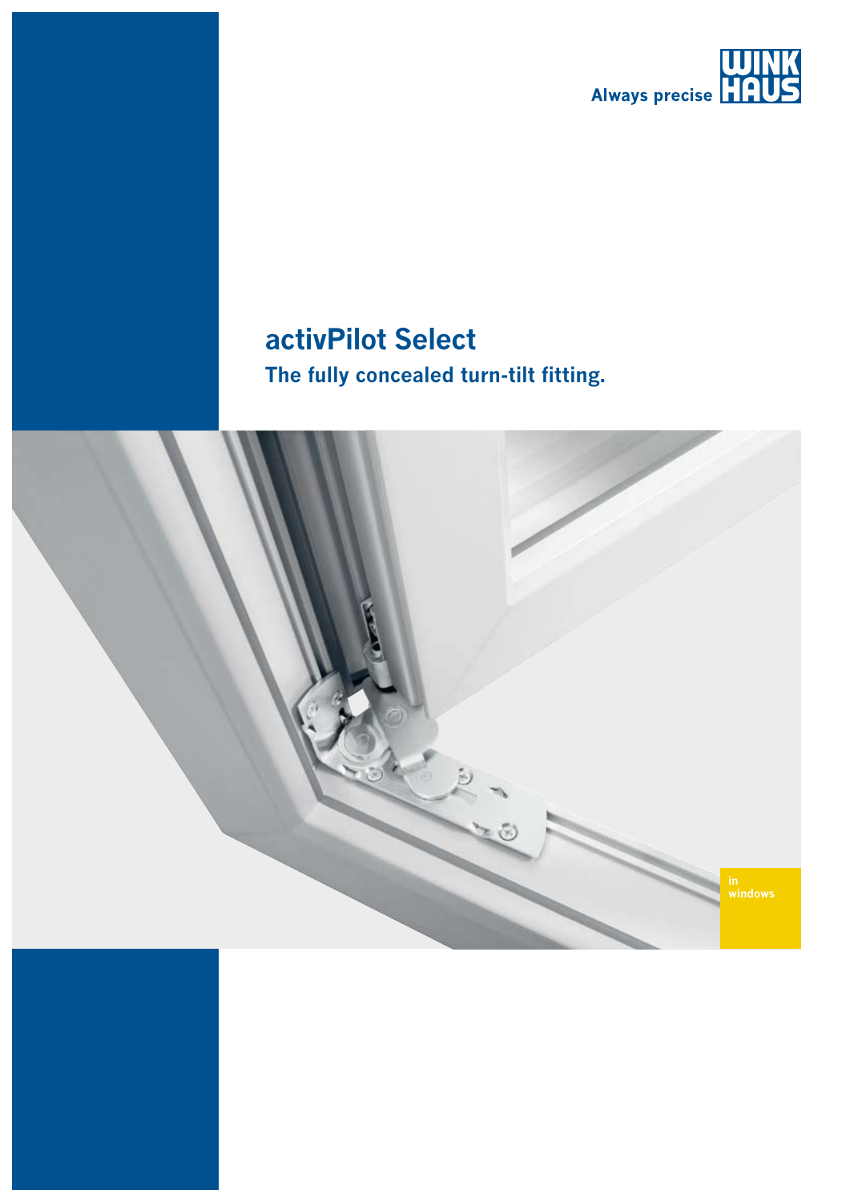Always precise WINKHAUS

# activPilot Select

## The fully concealed turn-tilt fitting.

in windows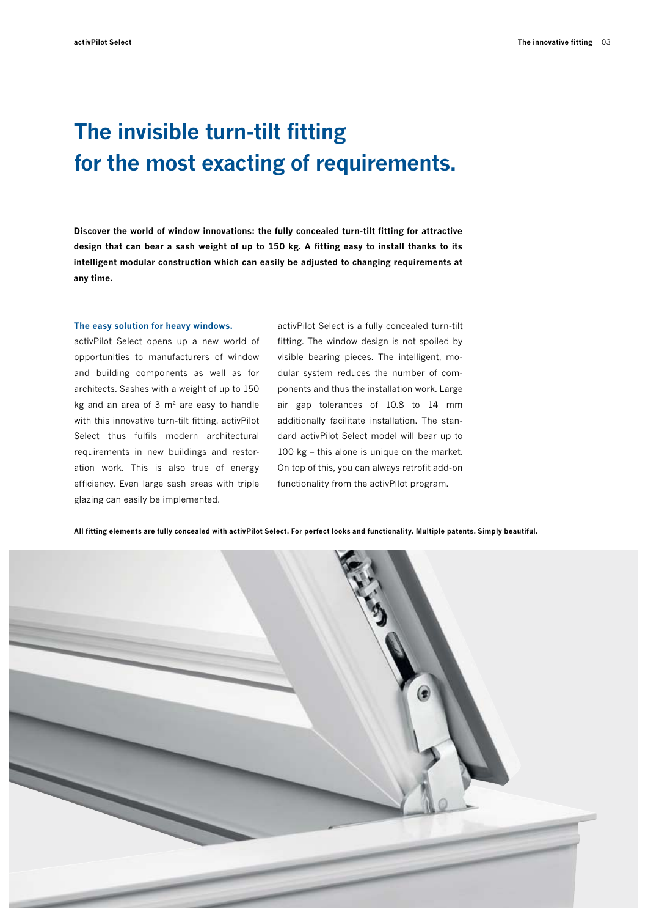# The invisible turn-tilt fitting for the most exacting of requirements.

**Discover the world of window innovations: the fully concealed turn-tilt fitting for attractive design that can bear a sash weight of up to 150 kg. A fitting easy to install thanks to its intelligent modular construction which can easily be adjusted to changing requirements at any time.**

### The easy solution for heavy windows.

activPilot Select opens up a new world of opportunities to manufacturers of window and building components as well as for architects. Sashes with a weight of up to 150 kg and an area of 3 m² are easy to handle with this innovative turn-tilt fitting. activPilot Select thus fulfils modern architectural requirements in new buildings and restoration work. This is also true of energy efficiency. Even large sash areas with triple glazing can easily be implemented.

activPilot Select is a fully concealed turn-tilt fitting. The window design is not spoiled by visible bearing pieces. The intelligent, modular system reduces the number of components and thus the installation work. Large air gap tolerances of 10.8 to 14 mm additionally facilitate installation. The standard activPilot Select model will bear up to 100 kg – this alone is unique on the market. On top of this, you can always retrofit add-on functionality from the activPilot program.

**All fitting elements are fully concealed with activPilot Select. For perfect looks and functionality. Multiple patents. Simply beautiful.**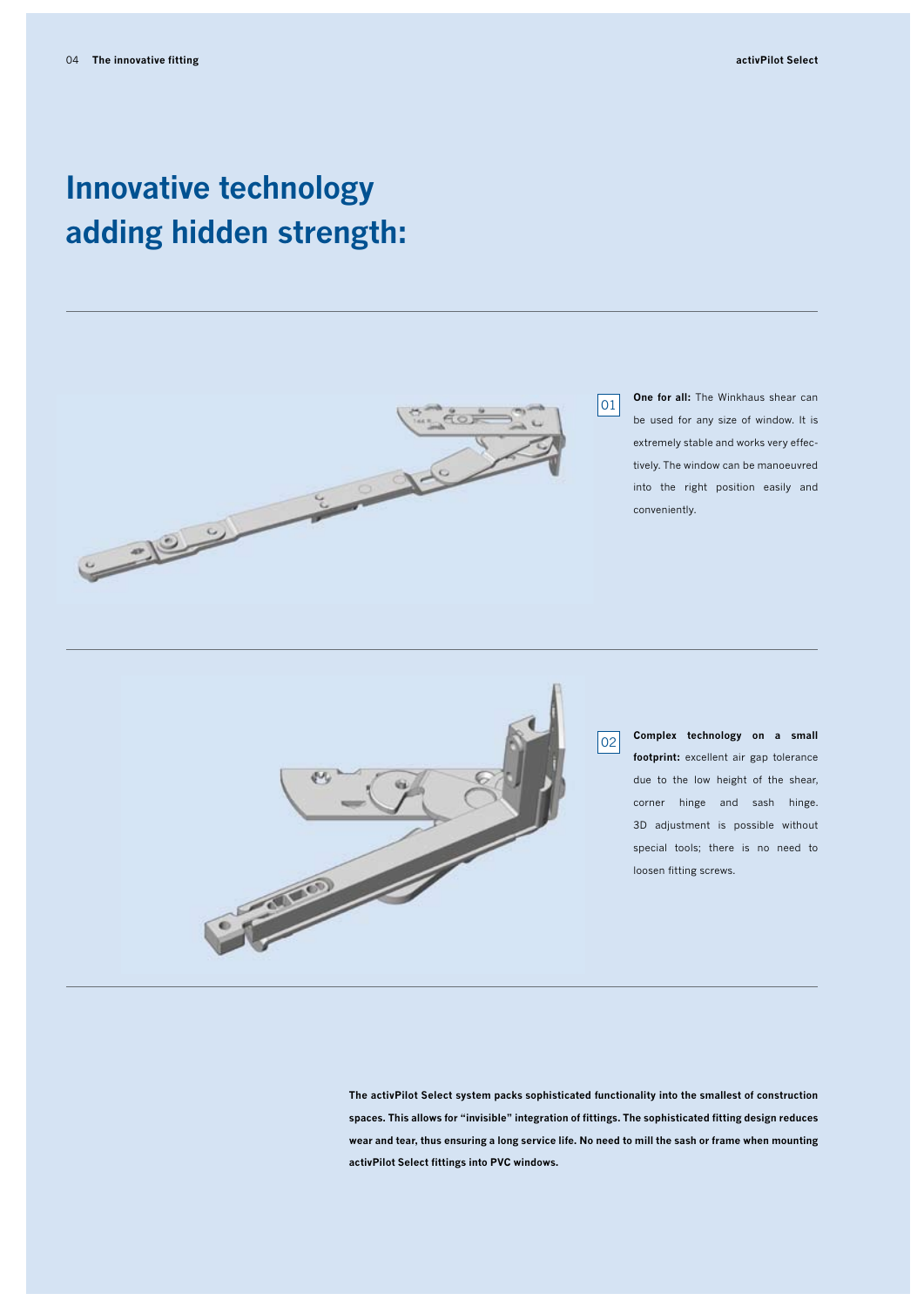# Innovative technology adding hidden strength:

01

**One for all:** The Winkhaus shear can be used for any size of window. It is extremely stable and works very effectively. The window can be manoeuvred into the right position easily and conveniently.

02

**Complex technology on a small footprint:** excellent air gap tolerance due to the low height of the shear, corner hinge and sash hinge. 3D adjustment is possible without special tools; there is no need to loosen fitting screws.

**The activPilot Select system packs sophisticated functionality into the smallest of construction spaces. This allows for "invisible" integration of fittings. The sophisticated fitting design reduces wear and tear, thus ensuring a long service life. No need to mill the sash or frame when mounting activPilot Select fittings into PVC windows.**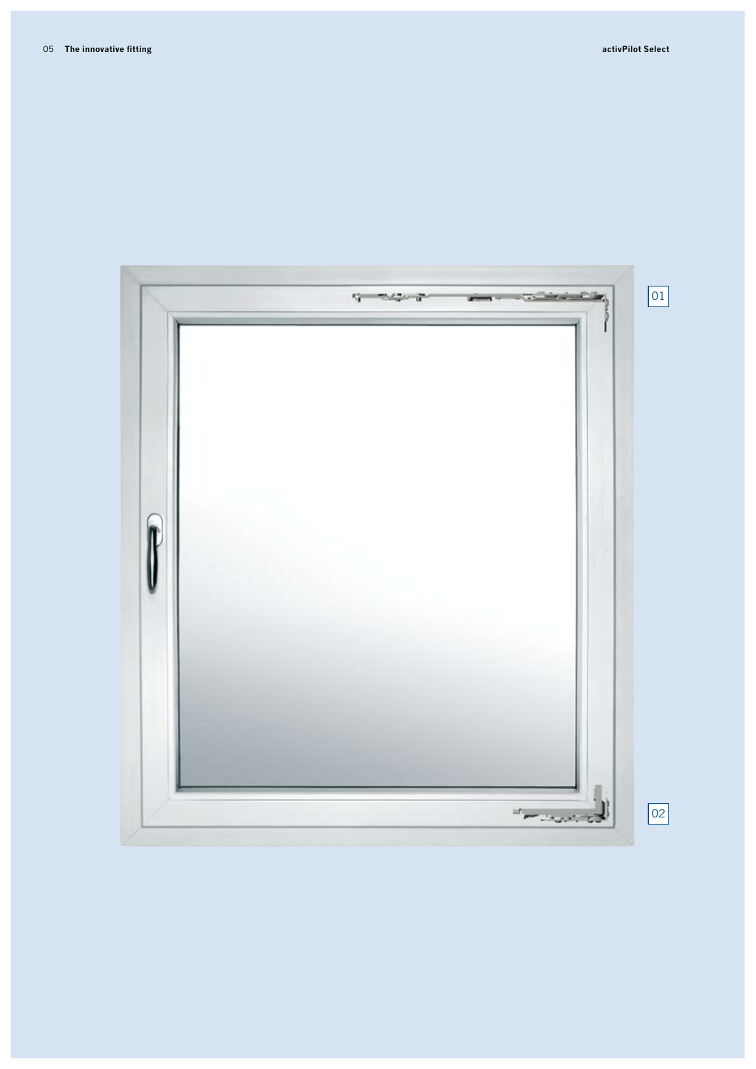01

02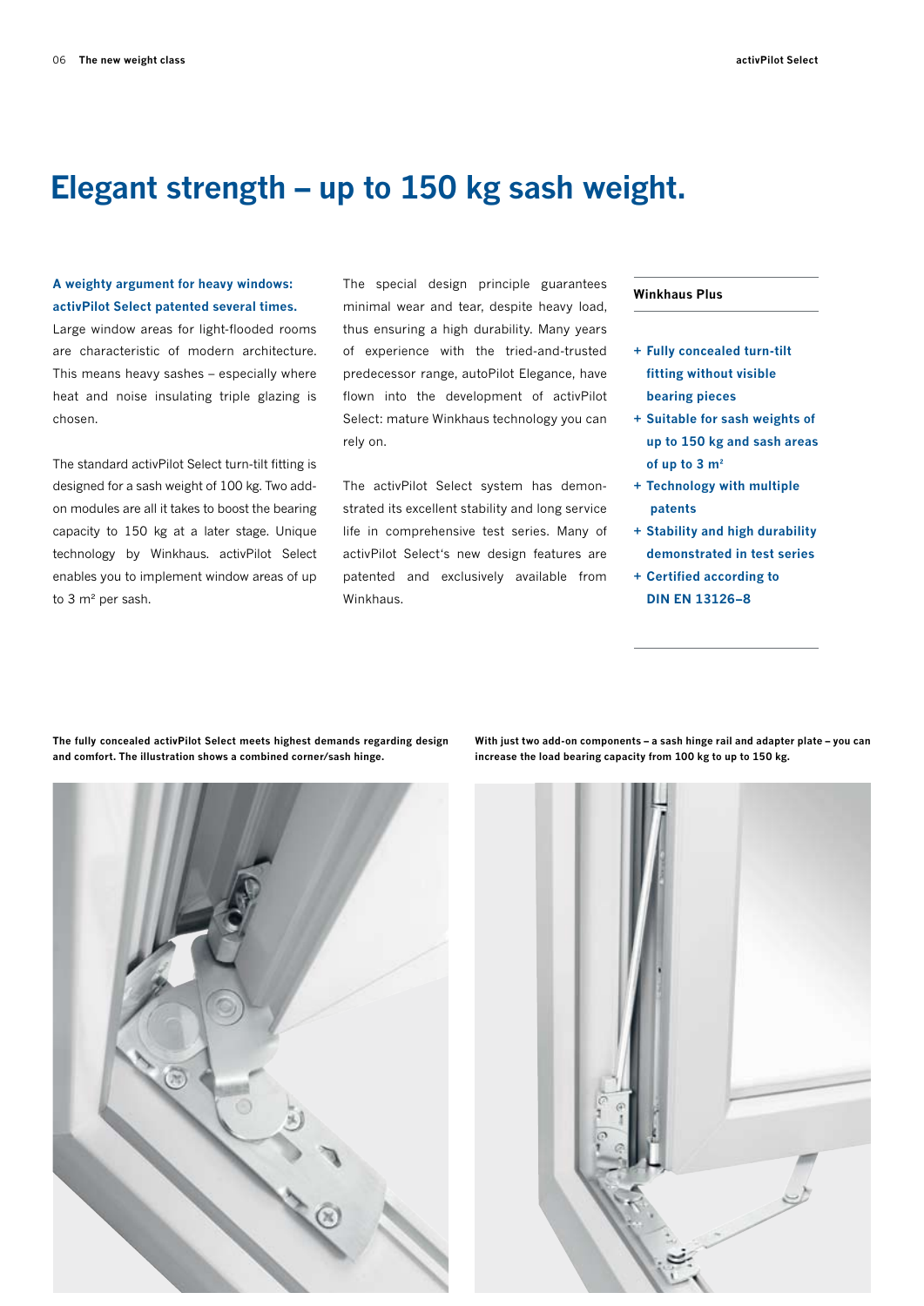# Elegant strength – up to 150 kg sash weight.

**A weighty argument for heavy windows: activPilot Select patented several times.**
Large window areas for light-flooded rooms are characteristic of modern architecture. This means heavy sashes – especially where heat and noise insulating triple glazing is chosen.

The standard activPilot Select turn-tilt fitting is designed for a sash weight of 100 kg. Two add-on modules are all it takes to boost the bearing capacity to 150 kg at a later stage. Unique technology by Winkhaus. activPilot Select enables you to implement window areas of up to 3 m² per sash.

The special design principle guarantees minimal wear and tear, despite heavy load, thus ensuring a high durability. Many years of experience with the tried-and-trusted predecessor range, autoPilot Elegance, have flown into the development of activPilot Select: mature Winkhaus technology you can rely on.

The activPilot Select system has demonstrated its excellent stability and long service life in comprehensive test series. Many of activPilot Select's new design features are patented and exclusively available from Winkhaus.

**Winkhaus Plus**

- **+ Fully concealed turn-tilt fitting without visible bearing pieces**
- **+ Suitable for sash weights of up to 150 kg and sash areas of up to 3 m²**
- **+ Technology with multiple patents**
- **+ Stability and high durability demonstrated in test series**
- **+ Certified according to DIN EN 13126–8**

**The fully concealed activPilot Select meets highest demands regarding design and comfort. The illustration shows a combined corner/sash hinge.**

**With just two add-on components – a sash hinge rail and adapter plate – you can increase the load bearing capacity from 100 kg to up to 150 kg.**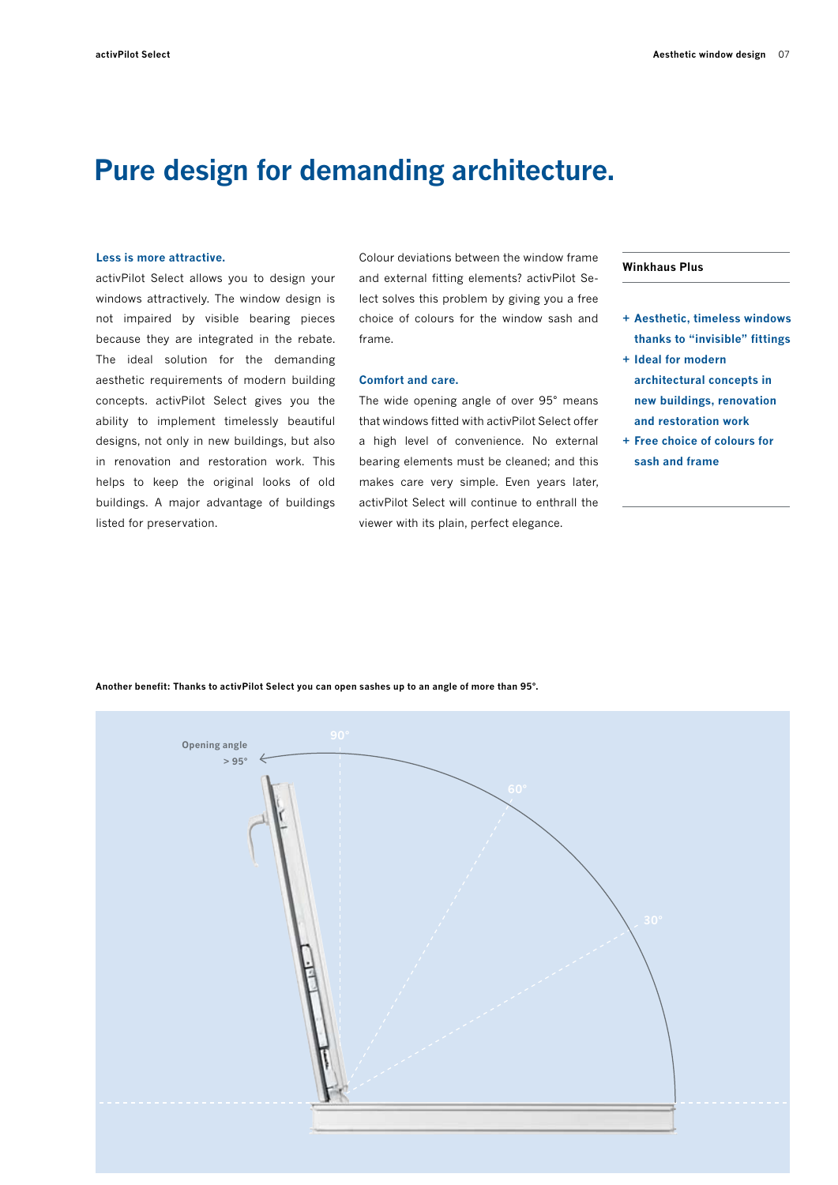# Pure design for demanding architecture.

**Less is more attractive.**

activPilot Select allows you to design your windows attractively. The window design is not impaired by visible bearing pieces because they are integrated in the rebate. The ideal solution for the demanding aesthetic requirements of modern building concepts. activPilot Select gives you the ability to implement timelessly beautiful designs, not only in new buildings, but also in renovation and restoration work. This helps to keep the original looks of old buildings. A major advantage of buildings listed for preservation.

Colour deviations between the window frame and external fitting elements? activPilot Select solves this problem by giving you a free choice of colours for the window sash and frame.

**Comfort and care.**

The wide opening angle of over 95° means that windows fitted with activPilot Select offer a high level of convenience. No external bearing elements must be cleaned; and this makes care very simple. Even years later, activPilot Select will continue to enthrall the viewer with its plain, perfect elegance.

**Winkhaus Plus**

- **+ Aesthetic, timeless windows thanks to "invisible" fittings**
- **+ Ideal for modern architectural concepts in new buildings, renovation and restoration work**
- **+ Free choice of colours for sash and frame**

**Another benefit: Thanks to activPilot Select you can open sashes up to an angle of more than 95°.**

Opening angle > 95°

90°

60°

30°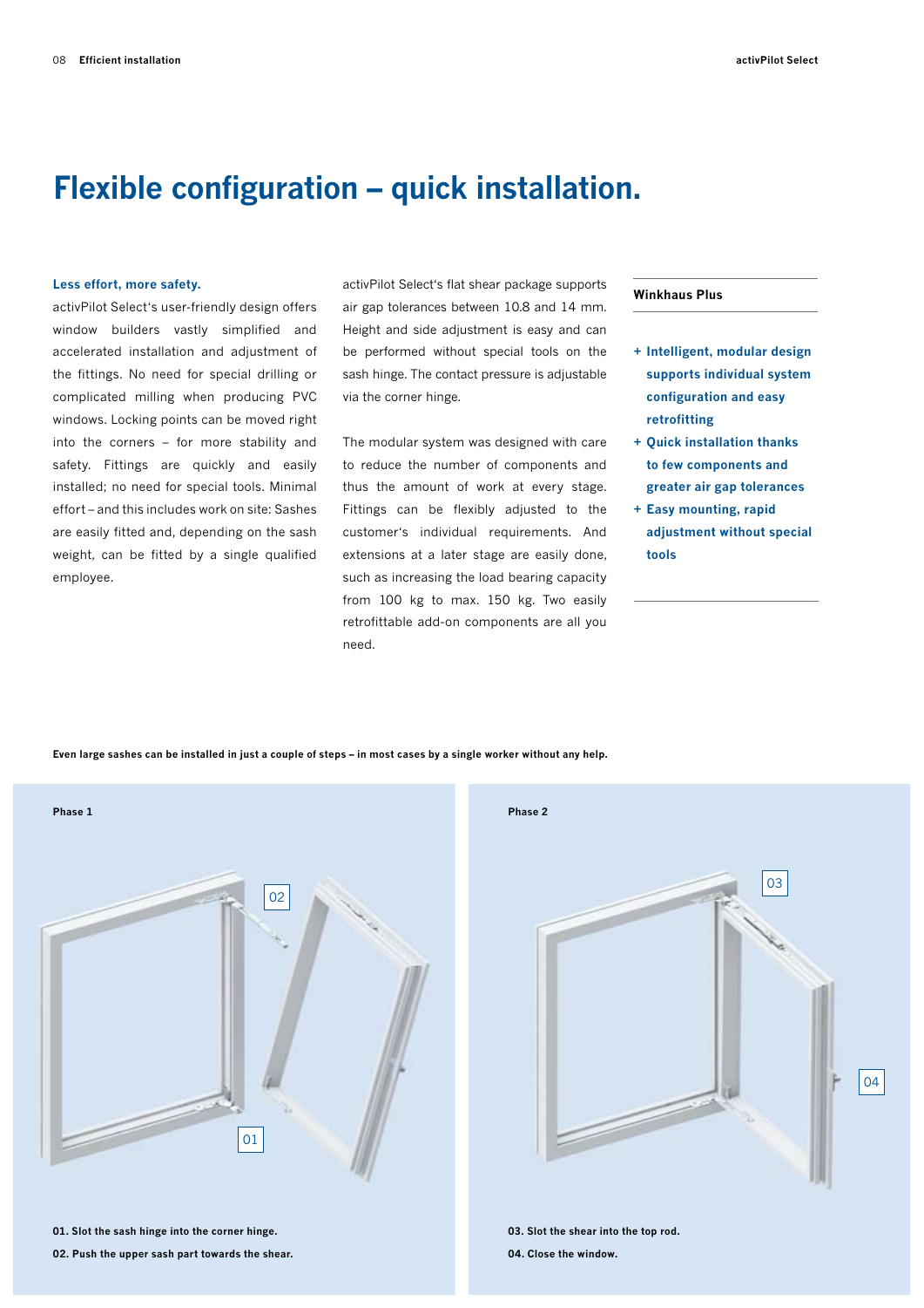# Flexible configuration – quick installation.

**Less effort, more safety.**

activPilot Select's user-friendly design offers window builders vastly simplified and accelerated installation and adjustment of the fittings. No need for special drilling or complicated milling when producing PVC windows. Locking points can be moved right into the corners – for more stability and safety. Fittings are quickly and easily installed; no need for special tools. Minimal effort – and this includes work on site: Sashes are easily fitted and, depending on the sash weight, can be fitted by a single qualified employee.

activPilot Select's flat shear package supports air gap tolerances between 10.8 and 14 mm. Height and side adjustment is easy and can be performed without special tools on the sash hinge. The contact pressure is adjustable via the corner hinge.

The modular system was designed with care to reduce the number of components and thus the amount of work at every stage. Fittings can be flexibly adjusted to the customer's individual requirements. And extensions at a later stage are easily done, such as increasing the load bearing capacity from 100 kg to max. 150 kg. Two easily retrofittable add-on components are all you need.

**Winkhaus Plus**

- **Intelligent, modular design supports individual system configuration and easy retrofitting**
- **Quick installation thanks to few components and greater air gap tolerances**
- **Easy mounting, rapid adjustment without special tools**

**Even large sashes can be installed in just a couple of steps – in most cases by a single worker without any help.**

**Phase 1**

**01. Slot the sash hinge into the corner hinge.**

**02. Push the upper sash part towards the shear.**

**Phase 2**

**03. Slot the shear into the top rod.**

**04. Close the window.**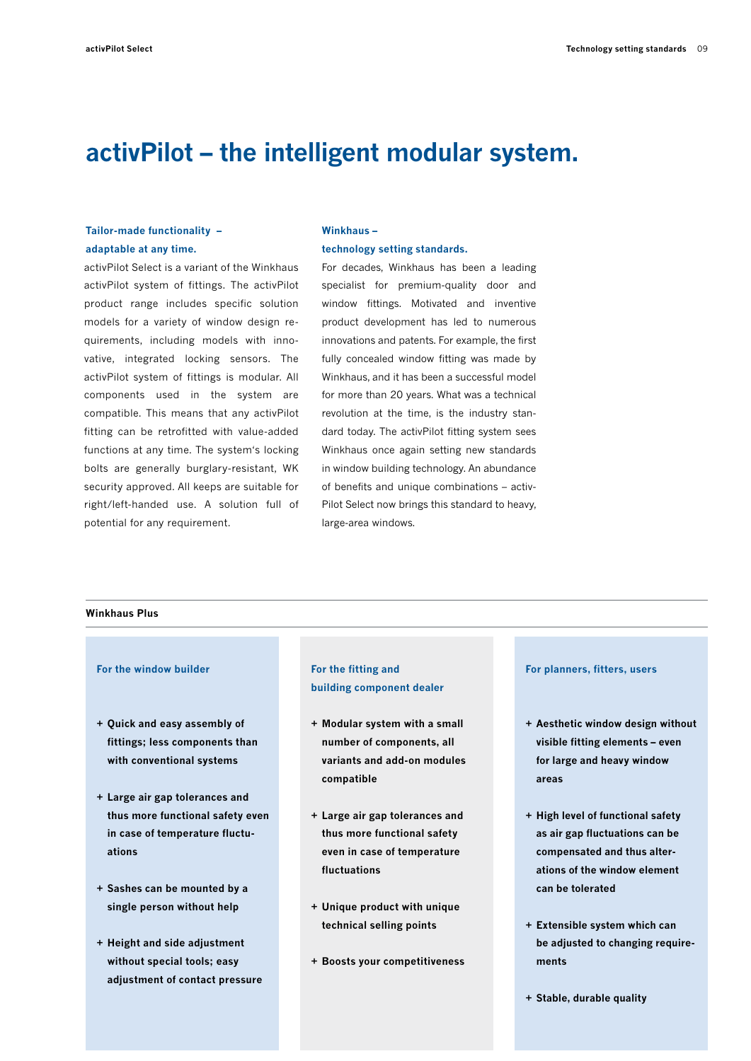# activPilot – the intelligent modular system.

### Tailor-made functionality – adaptable at any time.

activPilot Select is a variant of the Winkhaus activPilot system of fittings. The activPilot product range includes specific solution models for a variety of window design requirements, including models with innovative, integrated locking sensors. The activPilot system of fittings is modular. All components used in the system are compatible. This means that any activPilot fitting can be retrofitted with value-added functions at any time. The system's locking bolts are generally burglary-resistant, WK security approved. All keeps are suitable for right/left-handed use. A solution full of potential for any requirement.

### Winkhaus – technology setting standards.

For decades, Winkhaus has been a leading specialist for premium-quality door and window fittings. Motivated and inventive product development has led to numerous innovations and patents. For example, the first fully concealed window fitting was made by Winkhaus, and it has been a successful model for more than 20 years. What was a technical revolution at the time, is the industry standard today. The activPilot fitting system sees Winkhaus once again setting new standards in window building technology. An abundance of benefits and unique combinations – activPilot Select now brings this standard to heavy, large-area windows.

## Winkhaus Plus

### For the window builder

+ **Quick and easy assembly of fittings; less components than with conventional systems**
+ **Large air gap tolerances and thus more functional safety even in case of temperature fluctuations**
+ **Sashes can be mounted by a single person without help**
+ **Height and side adjustment without special tools; easy adjustment of contact pressure**

### For the fitting and building component dealer

+ **Modular system with a small number of components, all variants and add-on modules compatible**
+ **Large air gap tolerances and thus more functional safety even in case of temperature fluctuations**
+ **Unique product with unique technical selling points**
+ **Boosts your competitiveness**

### For planners, fitters, users

+ **Aesthetic window design without visible fitting elements – even for large and heavy window areas**
+ **High level of functional safety as air gap fluctuations can be compensated and thus alterations of the window element can be tolerated**
+ **Extensible system which can be adjusted to changing requirements**
+ **Stable, durable quality**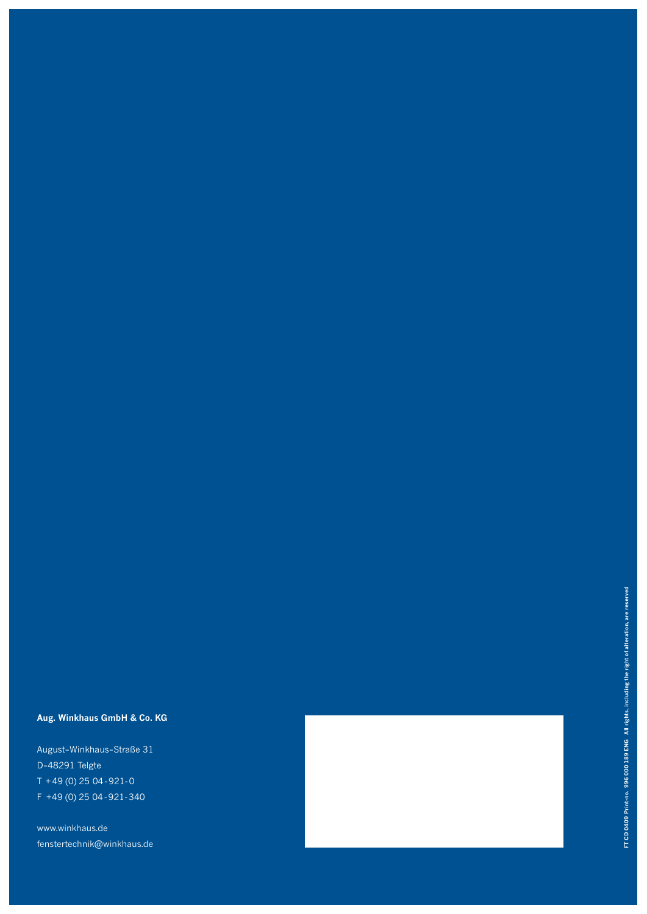**Aug. Winkhaus GmbH & Co. KG**

August-Winkhaus-Straße 31
D-48291 Telgte
T +49 (0) 25 04-921-0
F +49 (0) 25 04-921-340

www.winkhaus.de
fenstertechnik@winkhaus.de

FT CD 0409 Print-no. 996 000 189 ENG All rights, including the right of alteration, are reserved